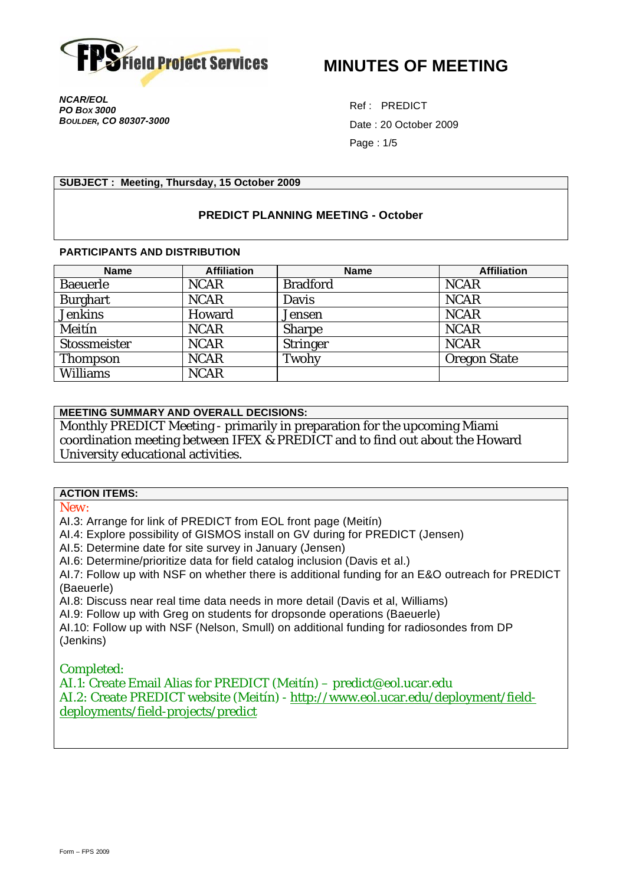Field Project Services

# MINUTES OF MEETING

*NCAR/EOL*
*PO Box 3000*
*Boulder, CO 80307-3000*

Ref : PREDICT
Date : 20 October 2009

**SUBJECT : Meeting, Thursday, 15 October 2009**

**PREDICT PLANNING MEETING - October**

**PARTICIPANTS AND DISTRIBUTION**

| Name | Affiliation | Name | Affiliation |
|---|---|---|---|
| Baeuerle | NCAR | Bradford | NCAR |
| Burghart | NCAR | Davis | NCAR |
| Jenkins | Howard | Jensen | NCAR |
| Meitín | NCAR | Sharpe | NCAR |
| Stossmeister | NCAR | Stringer | NCAR |
| Thompson | NCAR | Twohy | Oregon State |
| Williams | NCAR | | |

**MEETING SUMMARY AND OVERALL DECISIONS:**

Monthly PREDICT Meeting - primarily in preparation for the upcoming Miami coordination meeting between IFEX & PREDICT and to find out about the Howard University educational activities.

**ACTION ITEMS:**

New:

AI.3: Arrange for link of PREDICT from EOL front page (Meitín)
AI.4: Explore possibility of GISMOS install on GV during for PREDICT (Jensen)
AI.5: Determine date for site survey in January (Jensen)
AI.6: Determine/prioritize data for field catalog inclusion (Davis et al.)
AI.7: Follow up with NSF on whether there is additional funding for an E&O outreach for PREDICT (Baeuerle)
AI.8: Discuss near real time data needs in more detail (Davis et al, Williams)
AI.9: Follow up with Greg on students for dropsonde operations (Baeuerle)
AI.10: Follow up with NSF (Nelson, Smull) on additional funding for radiosondes from DP (Jenkins)

Completed:

AI.1: Create Email Alias for PREDICT (Meitín) – predict@eol.ucar.edu
AI.2: Create PREDICT website (Meitín) - http://www.eol.ucar.edu/deployment/field-deployments/field-projects/predict

Form – FPS 2009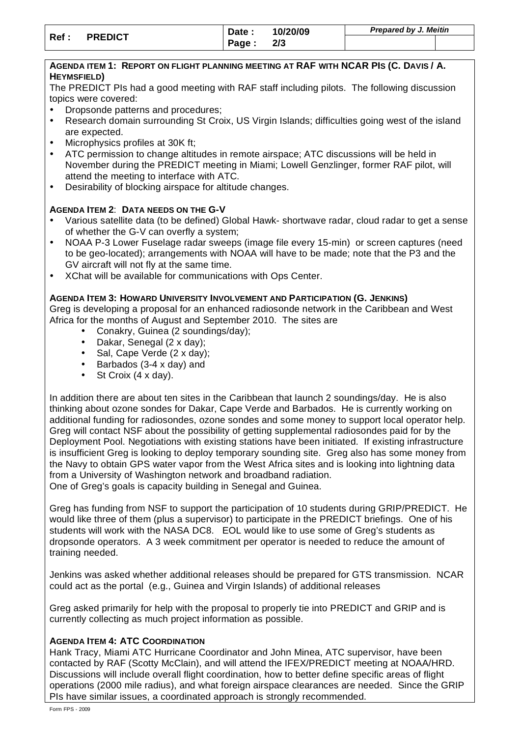## AGENDA ITEM 1: REPORT ON FLIGHT PLANNING MEETING AT RAF WITH NCAR PIS (C. DAVIS / A. HEYMSFIELD)

The PREDICT PIs had a good meeting with RAF staff including pilots. The following discussion topics were covered:

- Dropsonde patterns and procedures;
- Research domain surrounding St Croix, US Virgin Islands; difficulties going west of the island are expected.
- Microphysics profiles at 30K ft;
- ATC permission to change altitudes in remote airspace; ATC discussions will be held in November during the PREDICT meeting in Miami; Lowell Genzlinger, former RAF pilot, will attend the meeting to interface with ATC.
- Desirability of blocking airspace for altitude changes.

## AGENDA ITEM 2: DATA NEEDS ON THE G-V

- Various satellite data (to be defined) Global Hawk- shortwave radar, cloud radar to get a sense of whether the G-V can overfly a system;
- NOAA P-3 Lower Fuselage radar sweeps (image file every 15-min) or screen captures (need to be geo-located); arrangements with NOAA will have to be made; note that the P3 and the GV aircraft will not fly at the same time.
- XChat will be available for communications with Ops Center.

## AGENDA ITEM 3: HOWARD UNIVERSITY INVOLVEMENT AND PARTICIPATION (G. JENKINS)

Greg is developing a proposal for an enhanced radiosonde network in the Caribbean and West Africa for the months of August and September 2010. The sites are

- Conakry, Guinea (2 soundings/day);
- Dakar, Senegal (2 x day);
- Sal, Cape Verde (2 x day);
- Barbados (3-4 x day) and
- St Croix (4 x day).

In addition there are about ten sites in the Caribbean that launch 2 soundings/day. He is also thinking about ozone sondes for Dakar, Cape Verde and Barbados. He is currently working on additional funding for radiosondes, ozone sondes and some money to support local operator help. Greg will contact NSF about the possibility of getting supplemental radiosondes paid for by the Deployment Pool. Negotiations with existing stations have been initiated. If existing infrastructure is insufficient Greg is looking to deploy temporary sounding site. Greg also has some money from the Navy to obtain GPS water vapor from the West Africa sites and is looking into lightning data from a University of Washington network and broadband radiation.
One of Greg's goals is capacity building in Senegal and Guinea.

Greg has funding from NSF to support the participation of 10 students during GRIP/PREDICT. He would like three of them (plus a supervisor) to participate in the PREDICT briefings. One of his students will work with the NASA DC8. EOL would like to use some of Greg's students as dropsonde operators. A 3 week commitment per operator is needed to reduce the amount of training needed.

Jenkins was asked whether additional releases should be prepared for GTS transmission. NCAR could act as the portal (e.g., Guinea and Virgin Islands) of additional releases

Greg asked primarily for help with the proposal to properly tie into PREDICT and GRIP and is currently collecting as much project information as possible.

## AGENDA ITEM 4: ATC COORDINATION

Hank Tracy, Miami ATC Hurricane Coordinator and John Minea, ATC supervisor, have been contacted by RAF (Scotty McClain), and will attend the IFEX/PREDICT meeting at NOAA/HRD. Discussions will include overall flight coordination, how to better define specific areas of flight operations (2000 mile radius), and what foreign airspace clearances are needed. Since the GRIP PIs have similar issues, a coordinated approach is strongly recommended.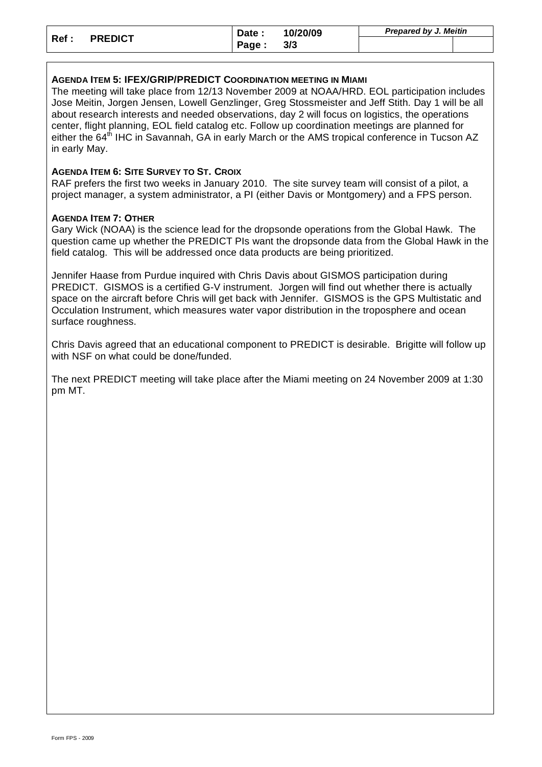**AGENDA ITEM 5: IFEX/GRIP/PREDICT COORDINATION MEETING IN MIAMI**

The meeting will take place from 12/13 November 2009 at NOAA/HRD. EOL participation includes Jose Meitin, Jorgen Jensen, Lowell Genzlinger, Greg Stossmeister and Jeff Stith. Day 1 will be all about research interests and needed observations, day 2 will focus on logistics, the operations center, flight planning, EOL field catalog etc. Follow up coordination meetings are planned for either the 64th IHC in Savannah, GA in early March or the AMS tropical conference in Tucson AZ in early May.

**AGENDA ITEM 6: SITE SURVEY TO ST. CROIX**

RAF prefers the first two weeks in January 2010. The site survey team will consist of a pilot, a project manager, a system administrator, a PI (either Davis or Montgomery) and a FPS person.

**AGENDA ITEM 7: OTHER**

Gary Wick (NOAA) is the science lead for the dropsonde operations from the Global Hawk. The question came up whether the PREDICT PIs want the dropsonde data from the Global Hawk in the field catalog. This will be addressed once data products are being prioritized.

Jennifer Haase from Purdue inquired with Chris Davis about GISMOS participation during PREDICT. GISMOS is a certified G-V instrument. Jorgen will find out whether there is actually space on the aircraft before Chris will get back with Jennifer. GISMOS is the GPS Multistatic and Occulation Instrument, which measures water vapor distribution in the troposphere and ocean surface roughness.

Chris Davis agreed that an educational component to PREDICT is desirable. Brigitte will follow up with NSF on what could be done/funded.

The next PREDICT meeting will take place after the Miami meeting on 24 November 2009 at 1:30 pm MT.